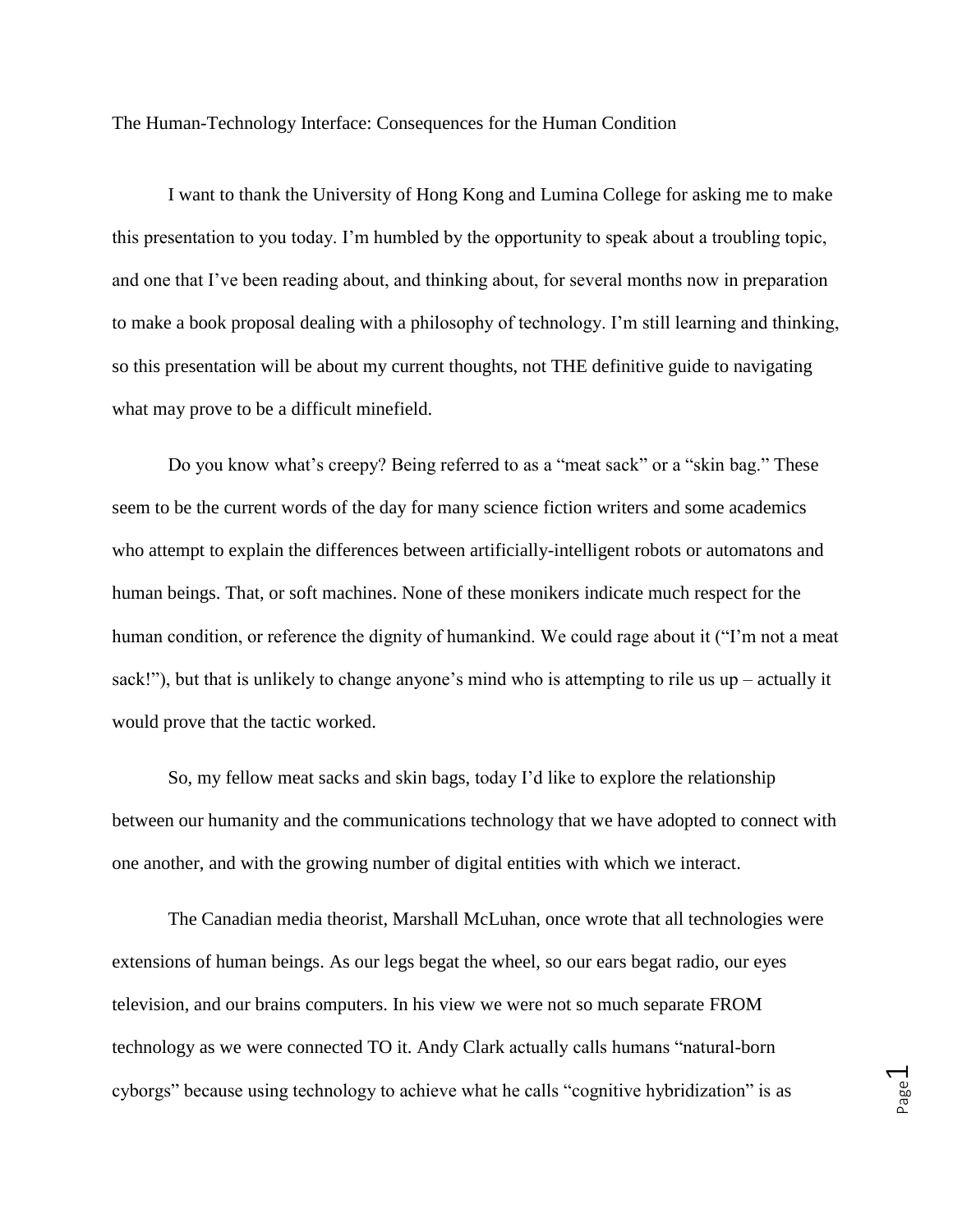# The Human-Technology Interface: Consequences for the Human Condition

I want to thank the University of Hong Kong and Lumina College for asking me to make this presentation to you today. I'm humbled by the opportunity to speak about a troubling topic, and one that I've been reading about, and thinking about, for several months now in preparation to make a book proposal dealing with a philosophy of technology. I'm still learning and thinking, so this presentation will be about my current thoughts, not THE definitive guide to navigating what may prove to be a difficult minefield.

Do you know what's creepy? Being referred to as a "meat sack" or a "skin bag." These seem to be the current words of the day for many science fiction writers and some academics who attempt to explain the differences between artificially-intelligent robots or automatons and human beings. That, or soft machines. None of these monikers indicate much respect for the human condition, or reference the dignity of humankind. We could rage about it ("I'm not a meat sack!"), but that is unlikely to change anyone's mind who is attempting to rile us up – actually it would prove that the tactic worked.

So, my fellow meat sacks and skin bags, today I'd like to explore the relationship between our humanity and the communications technology that we have adopted to connect with one another, and with the growing number of digital entities with which we interact.

The Canadian media theorist, Marshall McLuhan, once wrote that all technologies were extensions of human beings. As our legs begat the wheel, so our ears begat radio, our eyes television, and our brains computers. In his view we were not so much separate FROM technology as we were connected TO it. Andy Clark actually calls humans "natural-born cyborgs" because using technology to achieve what he calls "cognitive hybridization" is as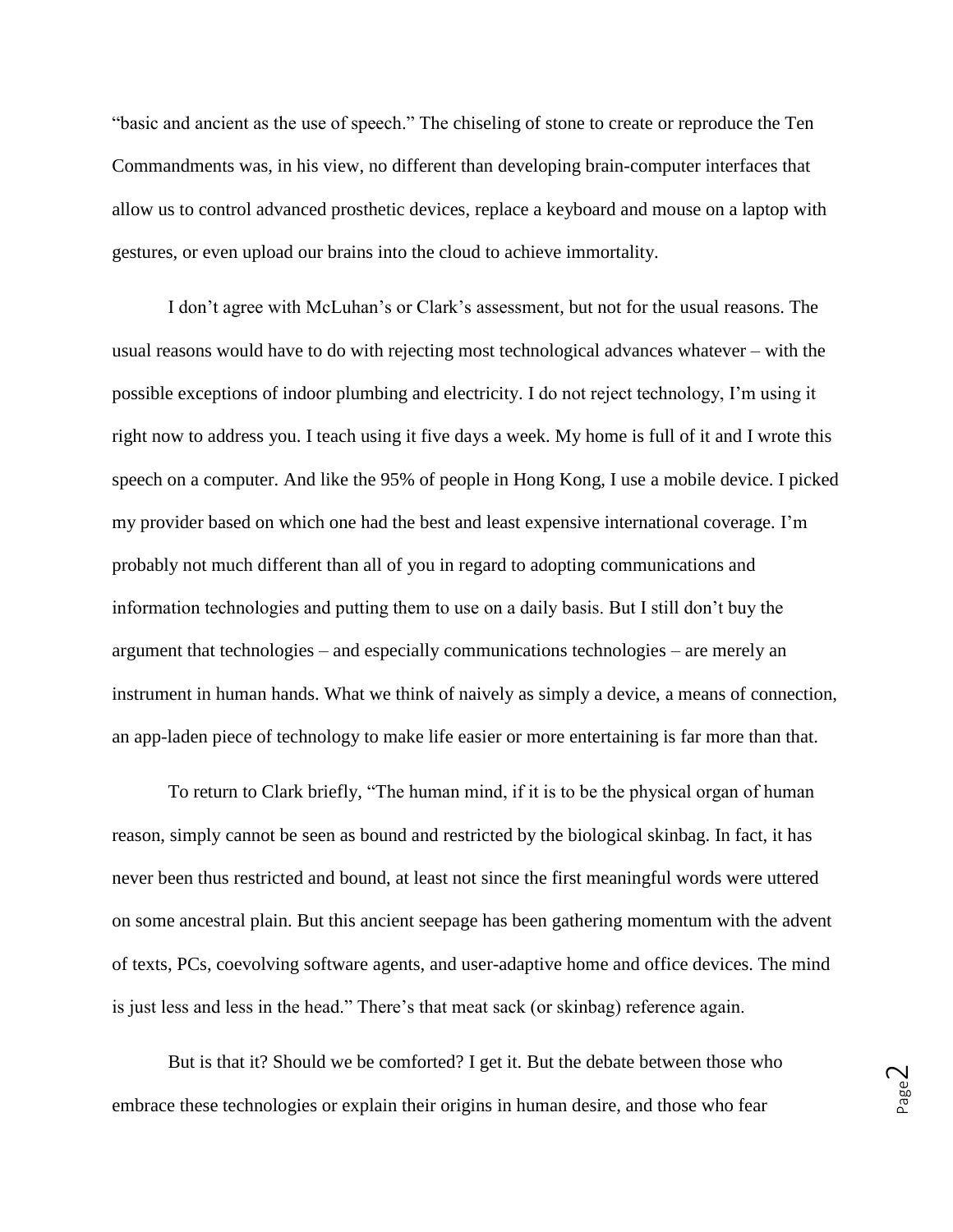"basic and ancient as the use of speech." The chiseling of stone to create or reproduce the Ten Commandments was, in his view, no different than developing brain-computer interfaces that allow us to control advanced prosthetic devices, replace a keyboard and mouse on a laptop with gestures, or even upload our brains into the cloud to achieve immortality.

I don't agree with McLuhan's or Clark's assessment, but not for the usual reasons. The usual reasons would have to do with rejecting most technological advances whatever – with the possible exceptions of indoor plumbing and electricity. I do not reject technology, I'm using it right now to address you. I teach using it five days a week. My home is full of it and I wrote this speech on a computer. And like the 95% of people in Hong Kong, I use a mobile device. I picked my provider based on which one had the best and least expensive international coverage. I'm probably not much different than all of you in regard to adopting communications and information technologies and putting them to use on a daily basis. But I still don't buy the argument that technologies – and especially communications technologies – are merely an instrument in human hands. What we think of naively as simply a device, a means of connection, an app-laden piece of technology to make life easier or more entertaining is far more than that.

To return to Clark briefly, "The human mind, if it is to be the physical organ of human reason, simply cannot be seen as bound and restricted by the biological skinbag. In fact, it has never been thus restricted and bound, at least not since the first meaningful words were uttered on some ancestral plain. But this ancient seepage has been gathering momentum with the advent of texts, PCs, coevolving software agents, and user-adaptive home and office devices. The mind is just less and less in the head." There's that meat sack (or skinbag) reference again.

But is that it? Should we be comforted? I get it. But the debate between those who embrace these technologies or explain their origins in human desire, and those who fear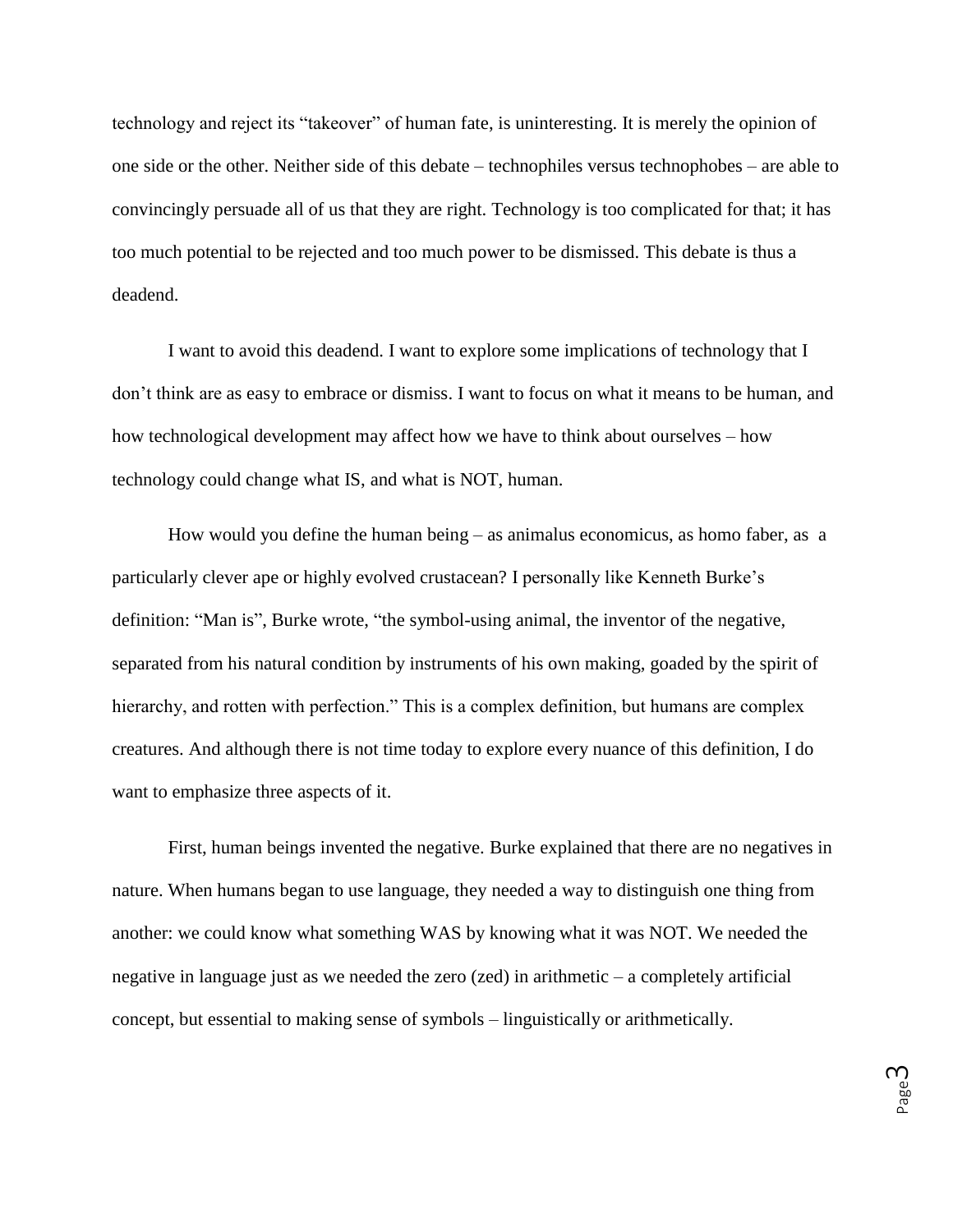technology and reject its "takeover" of human fate, is uninteresting. It is merely the opinion of one side or the other. Neither side of this debate – technophiles versus technophobes – are able to convincingly persuade all of us that they are right. Technology is too complicated for that; it has too much potential to be rejected and too much power to be dismissed. This debate is thus a deadend.

I want to avoid this deadend. I want to explore some implications of technology that I don't think are as easy to embrace or dismiss. I want to focus on what it means to be human, and how technological development may affect how we have to think about ourselves – how technology could change what IS, and what is NOT, human.

How would you define the human being – as animalus economicus, as homo faber, as a particularly clever ape or highly evolved crustacean? I personally like Kenneth Burke's definition: "Man is", Burke wrote, "the symbol-using animal, the inventor of the negative, separated from his natural condition by instruments of his own making, goaded by the spirit of hierarchy, and rotten with perfection." This is a complex definition, but humans are complex creatures. And although there is not time today to explore every nuance of this definition, I do want to emphasize three aspects of it.

First, human beings invented the negative. Burke explained that there are no negatives in nature. When humans began to use language, they needed a way to distinguish one thing from another: we could know what something WAS by knowing what it was NOT. We needed the negative in language just as we needed the zero (zed) in arithmetic – a completely artificial concept, but essential to making sense of symbols – linguistically or arithmetically.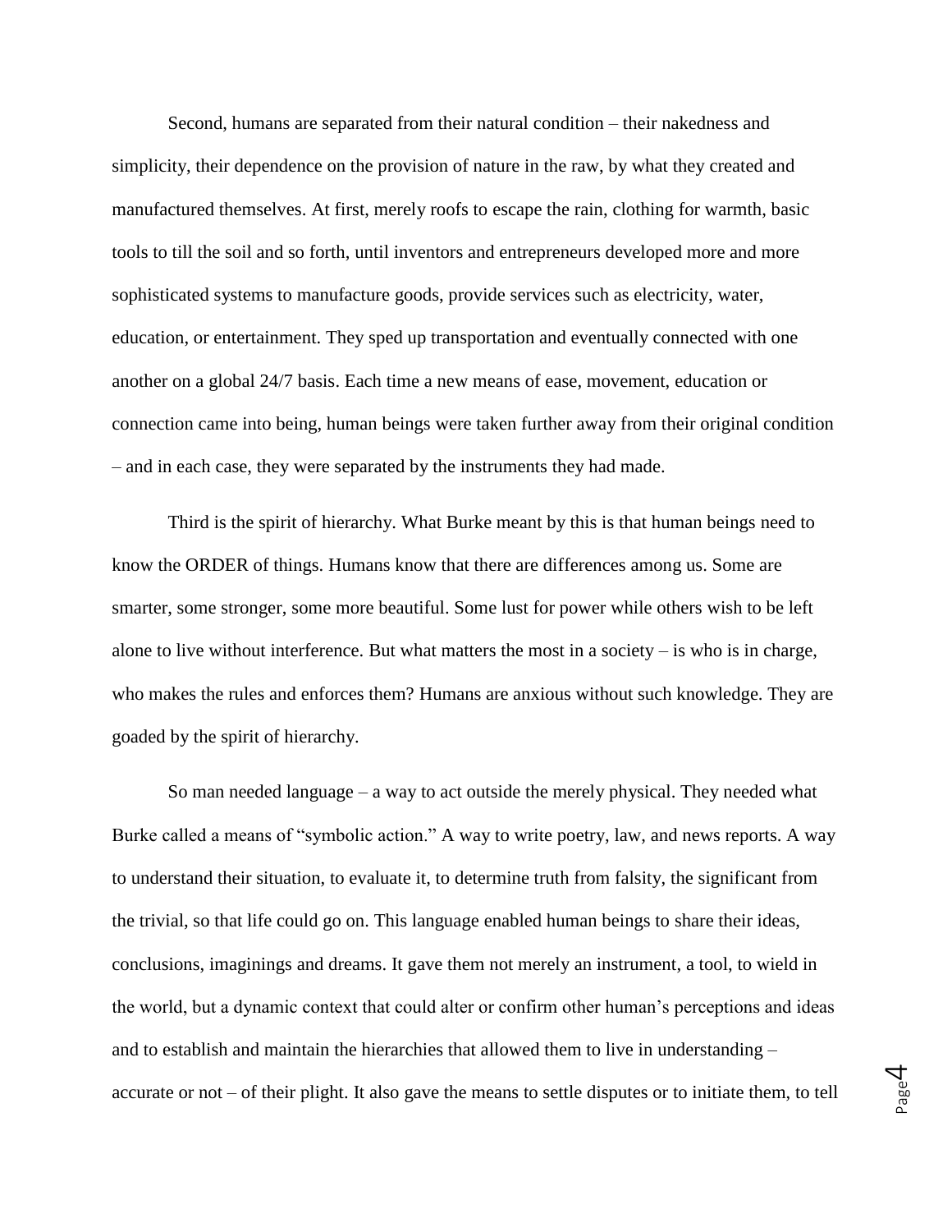Second, humans are separated from their natural condition – their nakedness and simplicity, their dependence on the provision of nature in the raw, by what they created and manufactured themselves. At first, merely roofs to escape the rain, clothing for warmth, basic tools to till the soil and so forth, until inventors and entrepreneurs developed more and more sophisticated systems to manufacture goods, provide services such as electricity, water, education, or entertainment. They sped up transportation and eventually connected with one another on a global 24/7 basis. Each time a new means of ease, movement, education or connection came into being, human beings were taken further away from their original condition – and in each case, they were separated by the instruments they had made.

Third is the spirit of hierarchy. What Burke meant by this is that human beings need to know the ORDER of things. Humans know that there are differences among us. Some are smarter, some stronger, some more beautiful. Some lust for power while others wish to be left alone to live without interference. But what matters the most in a society – is who is in charge, who makes the rules and enforces them? Humans are anxious without such knowledge. They are goaded by the spirit of hierarchy.

So man needed language – a way to act outside the merely physical. They needed what Burke called a means of "symbolic action." A way to write poetry, law, and news reports. A way to understand their situation, to evaluate it, to determine truth from falsity, the significant from the trivial, so that life could go on. This language enabled human beings to share their ideas, conclusions, imaginings and dreams. It gave them not merely an instrument, a tool, to wield in the world, but a dynamic context that could alter or confirm other human's perceptions and ideas and to establish and maintain the hierarchies that allowed them to live in understanding – accurate or not – of their plight. It also gave the means to settle disputes or to initiate them, to tell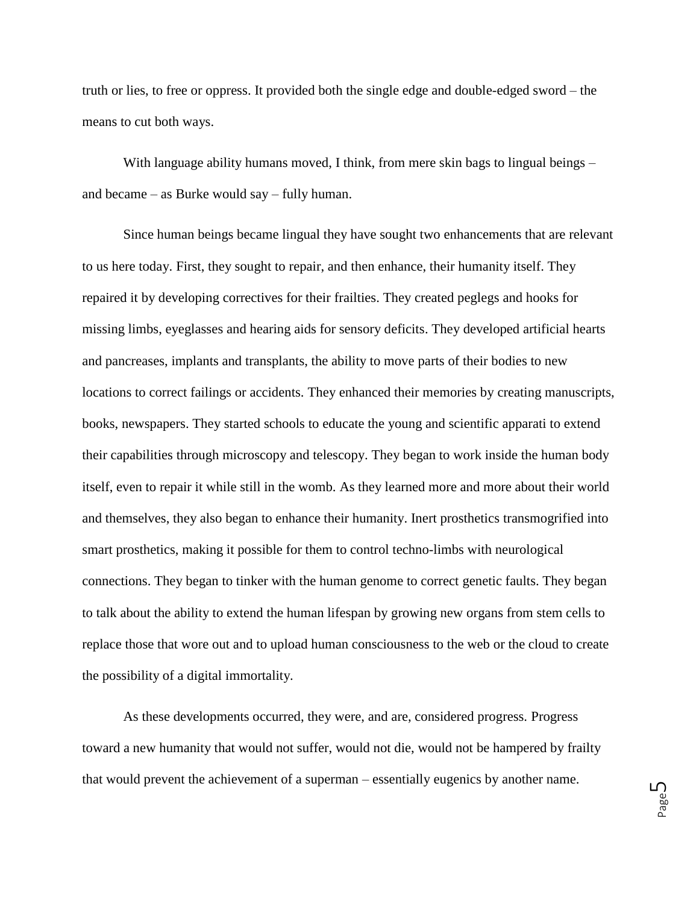truth or lies, to free or oppress. It provided both the single edge and double-edged sword – the means to cut both ways.

With language ability humans moved, I think, from mere skin bags to lingual beings – and became – as Burke would say – fully human.

Since human beings became lingual they have sought two enhancements that are relevant to us here today. First, they sought to repair, and then enhance, their humanity itself. They repaired it by developing correctives for their frailties. They created peglegs and hooks for missing limbs, eyeglasses and hearing aids for sensory deficits. They developed artificial hearts and pancreases, implants and transplants, the ability to move parts of their bodies to new locations to correct failings or accidents. They enhanced their memories by creating manuscripts, books, newspapers. They started schools to educate the young and scientific apparati to extend their capabilities through microscopy and telescopy. They began to work inside the human body itself, even to repair it while still in the womb. As they learned more and more about their world and themselves, they also began to enhance their humanity. Inert prosthetics transmogrified into smart prosthetics, making it possible for them to control techno-limbs with neurological connections. They began to tinker with the human genome to correct genetic faults. They began to talk about the ability to extend the human lifespan by growing new organs from stem cells to replace those that wore out and to upload human consciousness to the web or the cloud to create the possibility of a digital immortality.

As these developments occurred, they were, and are, considered progress. Progress toward a new humanity that would not suffer, would not die, would not be hampered by frailty that would prevent the achievement of a superman – essentially eugenics by another name.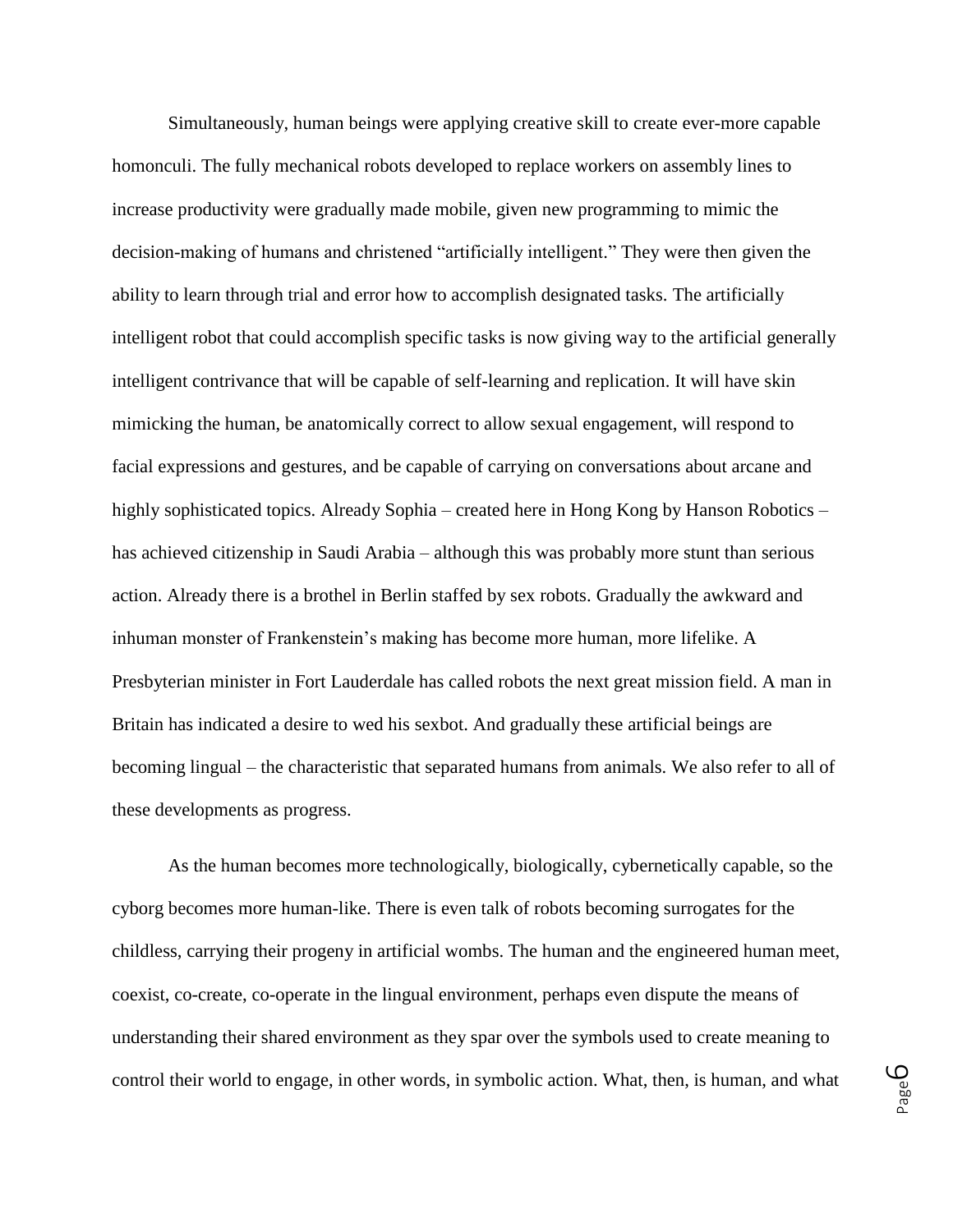Simultaneously, human beings were applying creative skill to create ever-more capable homonculi. The fully mechanical robots developed to replace workers on assembly lines to increase productivity were gradually made mobile, given new programming to mimic the decision-making of humans and christened "artificially intelligent." They were then given the ability to learn through trial and error how to accomplish designated tasks. The artificially intelligent robot that could accomplish specific tasks is now giving way to the artificial generally intelligent contrivance that will be capable of self-learning and replication. It will have skin mimicking the human, be anatomically correct to allow sexual engagement, will respond to facial expressions and gestures, and be capable of carrying on conversations about arcane and highly sophisticated topics. Already Sophia – created here in Hong Kong by Hanson Robotics – has achieved citizenship in Saudi Arabia – although this was probably more stunt than serious action. Already there is a brothel in Berlin staffed by sex robots. Gradually the awkward and inhuman monster of Frankenstein's making has become more human, more lifelike. A Presbyterian minister in Fort Lauderdale has called robots the next great mission field. A man in Britain has indicated a desire to wed his sexbot. And gradually these artificial beings are becoming lingual – the characteristic that separated humans from animals. We also refer to all of these developments as progress.

As the human becomes more technologically, biologically, cybernetically capable, so the cyborg becomes more human-like. There is even talk of robots becoming surrogates for the childless, carrying their progeny in artificial wombs. The human and the engineered human meet, coexist, co-create, co-operate in the lingual environment, perhaps even dispute the means of understanding their shared environment as they spar over the symbols used to create meaning to control their world to engage, in other words, in symbolic action. What, then, is human, and what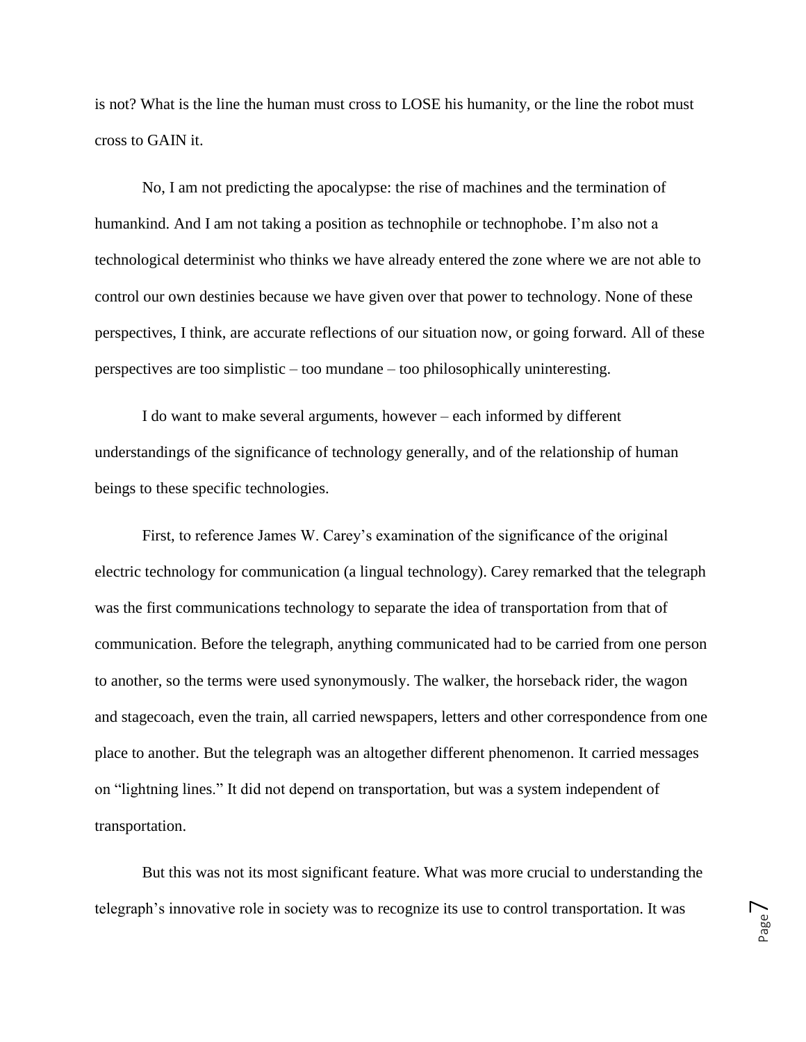is not? What is the line the human must cross to LOSE his humanity, or the line the robot must cross to GAIN it.

No, I am not predicting the apocalypse: the rise of machines and the termination of humankind. And I am not taking a position as technophile or technophobe. I'm also not a technological determinist who thinks we have already entered the zone where we are not able to control our own destinies because we have given over that power to technology. None of these perspectives, I think, are accurate reflections of our situation now, or going forward. All of these perspectives are too simplistic – too mundane – too philosophically uninteresting.

I do want to make several arguments, however – each informed by different understandings of the significance of technology generally, and of the relationship of human beings to these specific technologies.

First, to reference James W. Carey's examination of the significance of the original electric technology for communication (a lingual technology). Carey remarked that the telegraph was the first communications technology to separate the idea of transportation from that of communication. Before the telegraph, anything communicated had to be carried from one person to another, so the terms were used synonymously. The walker, the horseback rider, the wagon and stagecoach, even the train, all carried newspapers, letters and other correspondence from one place to another. But the telegraph was an altogether different phenomenon. It carried messages on "lightning lines." It did not depend on transportation, but was a system independent of transportation.

But this was not its most significant feature. What was more crucial to understanding the telegraph's innovative role in society was to recognize its use to control transportation. It was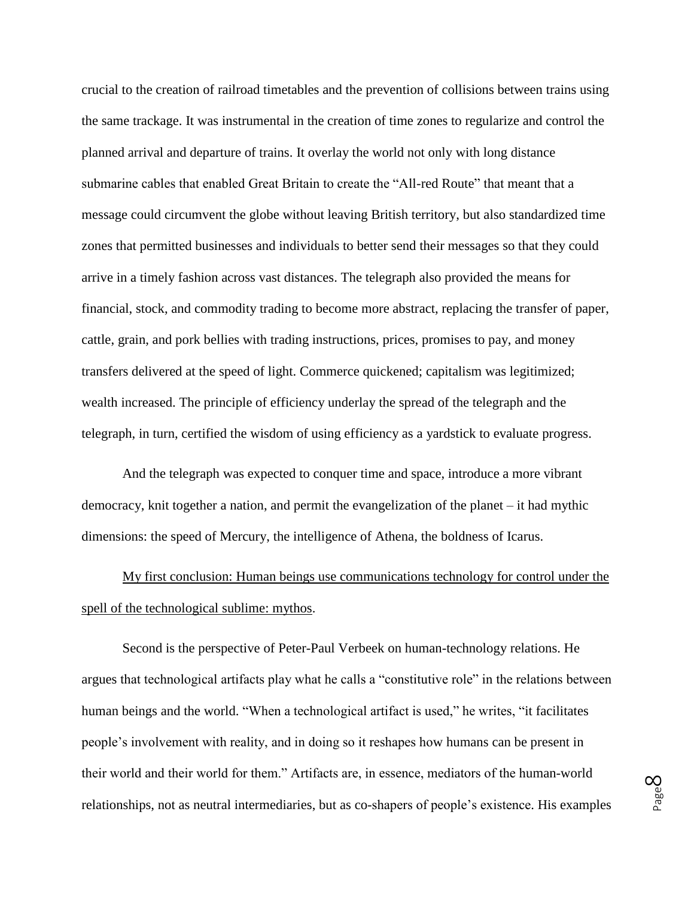crucial to the creation of railroad timetables and the prevention of collisions between trains using the same trackage. It was instrumental in the creation of time zones to regularize and control the planned arrival and departure of trains. It overlay the world not only with long distance submarine cables that enabled Great Britain to create the "All-red Route" that meant that a message could circumvent the globe without leaving British territory, but also standardized time zones that permitted businesses and individuals to better send their messages so that they could arrive in a timely fashion across vast distances. The telegraph also provided the means for financial, stock, and commodity trading to become more abstract, replacing the transfer of paper, cattle, grain, and pork bellies with trading instructions, prices, promises to pay, and money transfers delivered at the speed of light. Commerce quickened; capitalism was legitimized; wealth increased. The principle of efficiency underlay the spread of the telegraph and the telegraph, in turn, certified the wisdom of using efficiency as a yardstick to evaluate progress.

And the telegraph was expected to conquer time and space, introduce a more vibrant democracy, knit together a nation, and permit the evangelization of the planet – it had mythic dimensions: the speed of Mercury, the intelligence of Athena, the boldness of Icarus.

<u>My first conclusion: Human beings use communications technology for control under the spell of the technological sublime: mythos</u>.

Second is the perspective of Peter-Paul Verbeek on human-technology relations. He argues that technological artifacts play what he calls a "constitutive role" in the relations between human beings and the world. "When a technological artifact is used," he writes, "it facilitates people's involvement with reality, and in doing so it reshapes how humans can be present in their world and their world for them." Artifacts are, in essence, mediators of the human-world relationships, not as neutral intermediaries, but as co-shapers of people's existence. His examples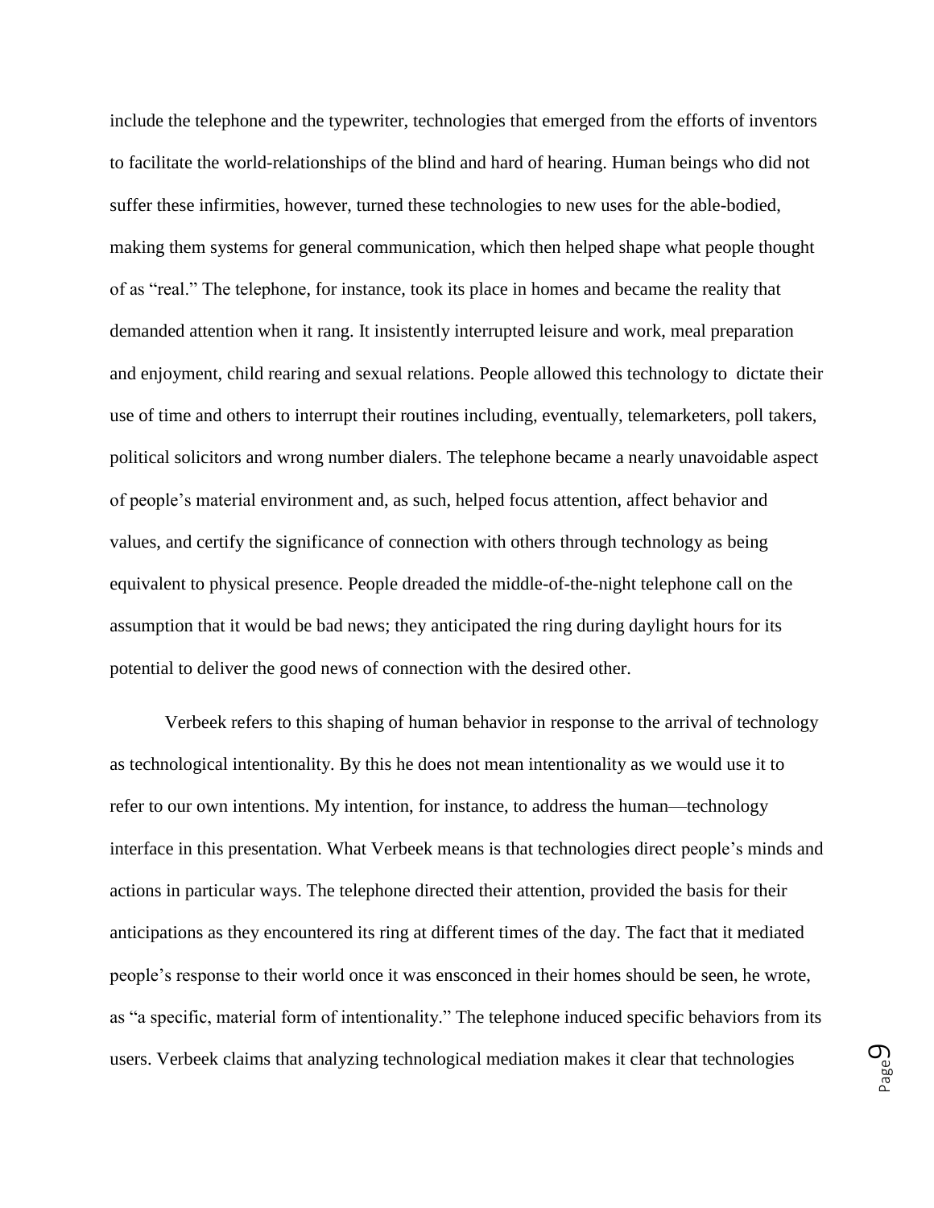include the telephone and the typewriter, technologies that emerged from the efforts of inventors to facilitate the world-relationships of the blind and hard of hearing. Human beings who did not suffer these infirmities, however, turned these technologies to new uses for the able-bodied, making them systems for general communication, which then helped shape what people thought of as "real." The telephone, for instance, took its place in homes and became the reality that demanded attention when it rang. It insistently interrupted leisure and work, meal preparation and enjoyment, child rearing and sexual relations. People allowed this technology to dictate their use of time and others to interrupt their routines including, eventually, telemarketers, poll takers, political solicitors and wrong number dialers. The telephone became a nearly unavoidable aspect of people's material environment and, as such, helped focus attention, affect behavior and values, and certify the significance of connection with others through technology as being equivalent to physical presence. People dreaded the middle-of-the-night telephone call on the assumption that it would be bad news; they anticipated the ring during daylight hours for its potential to deliver the good news of connection with the desired other.

Verbeek refers to this shaping of human behavior in response to the arrival of technology as technological intentionality. By this he does not mean intentionality as we would use it to refer to our own intentions. My intention, for instance, to address the human—technology interface in this presentation. What Verbeek means is that technologies direct people's minds and actions in particular ways. The telephone directed their attention, provided the basis for their anticipations as they encountered its ring at different times of the day. The fact that it mediated people's response to their world once it was ensconced in their homes should be seen, he wrote, as "a specific, material form of intentionality." The telephone induced specific behaviors from its users. Verbeek claims that analyzing technological mediation makes it clear that technologies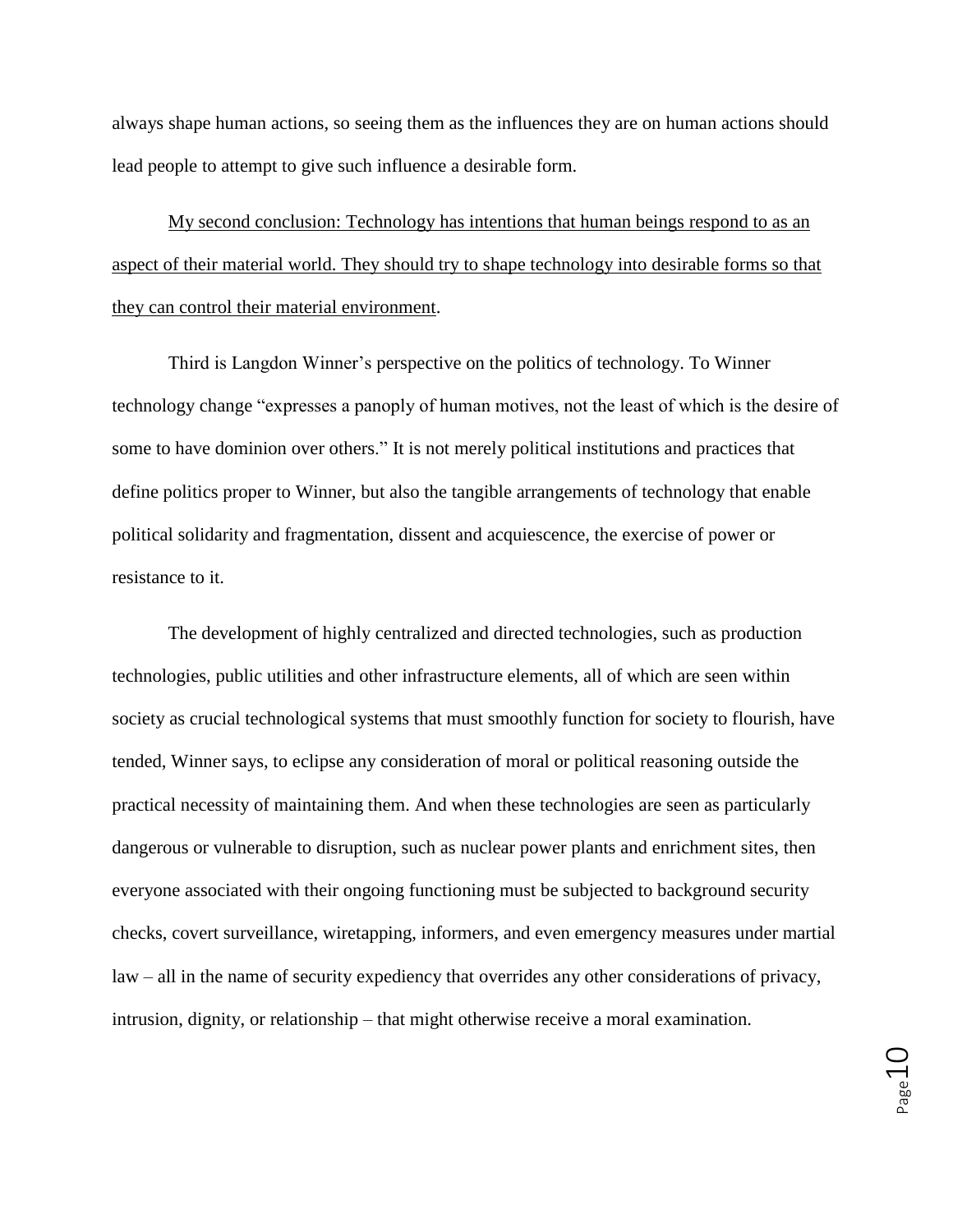always shape human actions, so seeing them as the influences they are on human actions should lead people to attempt to give such influence a desirable form.

<u>My second conclusion: Technology has intentions that human beings respond to as an aspect of their material world. They should try to shape technology into desirable forms so that they can control their material environment</u>.

Third is Langdon Winner's perspective on the politics of technology. To Winner technology change "expresses a panoply of human motives, not the least of which is the desire of some to have dominion over others." It is not merely political institutions and practices that define politics proper to Winner, but also the tangible arrangements of technology that enable political solidarity and fragmentation, dissent and acquiescence, the exercise of power or resistance to it.

The development of highly centralized and directed technologies, such as production technologies, public utilities and other infrastructure elements, all of which are seen within society as crucial technological systems that must smoothly function for society to flourish, have tended, Winner says, to eclipse any consideration of moral or political reasoning outside the practical necessity of maintaining them. And when these technologies are seen as particularly dangerous or vulnerable to disruption, such as nuclear power plants and enrichment sites, then everyone associated with their ongoing functioning must be subjected to background security checks, covert surveillance, wiretapping, informers, and even emergency measures under martial law – all in the name of security expediency that overrides any other considerations of privacy, intrusion, dignity, or relationship – that might otherwise receive a moral examination.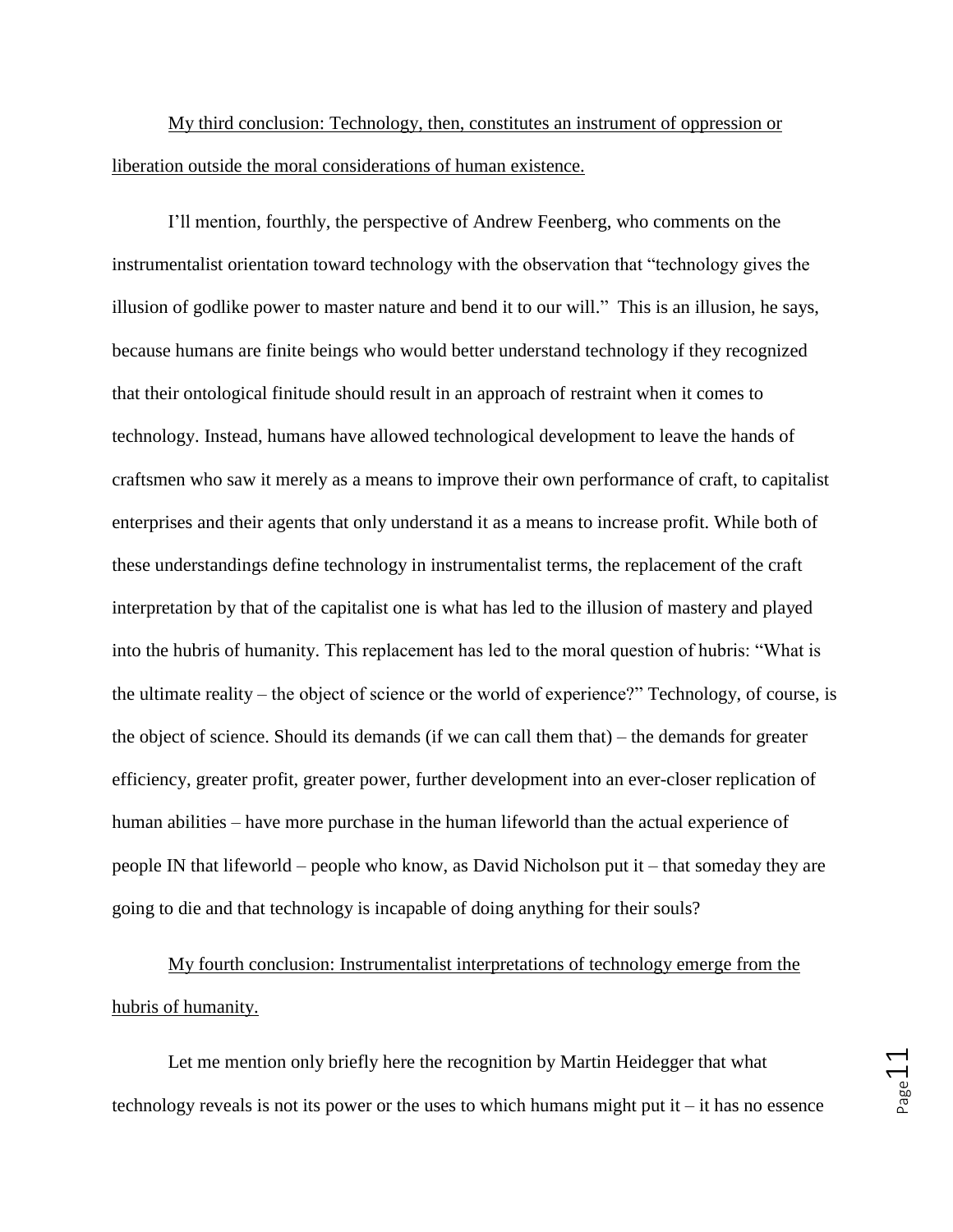<u>My third conclusion: Technology, then, constitutes an instrument of oppression or liberation outside the moral considerations of human existence.</u>

I'll mention, fourthly, the perspective of Andrew Feenberg, who comments on the instrumentalist orientation toward technology with the observation that "technology gives the illusion of godlike power to master nature and bend it to our will." This is an illusion, he says, because humans are finite beings who would better understand technology if they recognized that their ontological finitude should result in an approach of restraint when it comes to technology. Instead, humans have allowed technological development to leave the hands of craftsmen who saw it merely as a means to improve their own performance of craft, to capitalist enterprises and their agents that only understand it as a means to increase profit. While both of these understandings define technology in instrumentalist terms, the replacement of the craft interpretation by that of the capitalist one is what has led to the illusion of mastery and played into the hubris of humanity. This replacement has led to the moral question of hubris: "What is the ultimate reality – the object of science or the world of experience?" Technology, of course, is the object of science. Should its demands (if we can call them that) – the demands for greater efficiency, greater profit, greater power, further development into an ever-closer replication of human abilities – have more purchase in the human lifeworld than the actual experience of people IN that lifeworld – people who know, as David Nicholson put it – that someday they are going to die and that technology is incapable of doing anything for their souls?

<u>My fourth conclusion: Instrumentalist interpretations of technology emerge from the hubris of humanity.</u>

Let me mention only briefly here the recognition by Martin Heidegger that what technology reveals is not its power or the uses to which humans might put it – it has no essence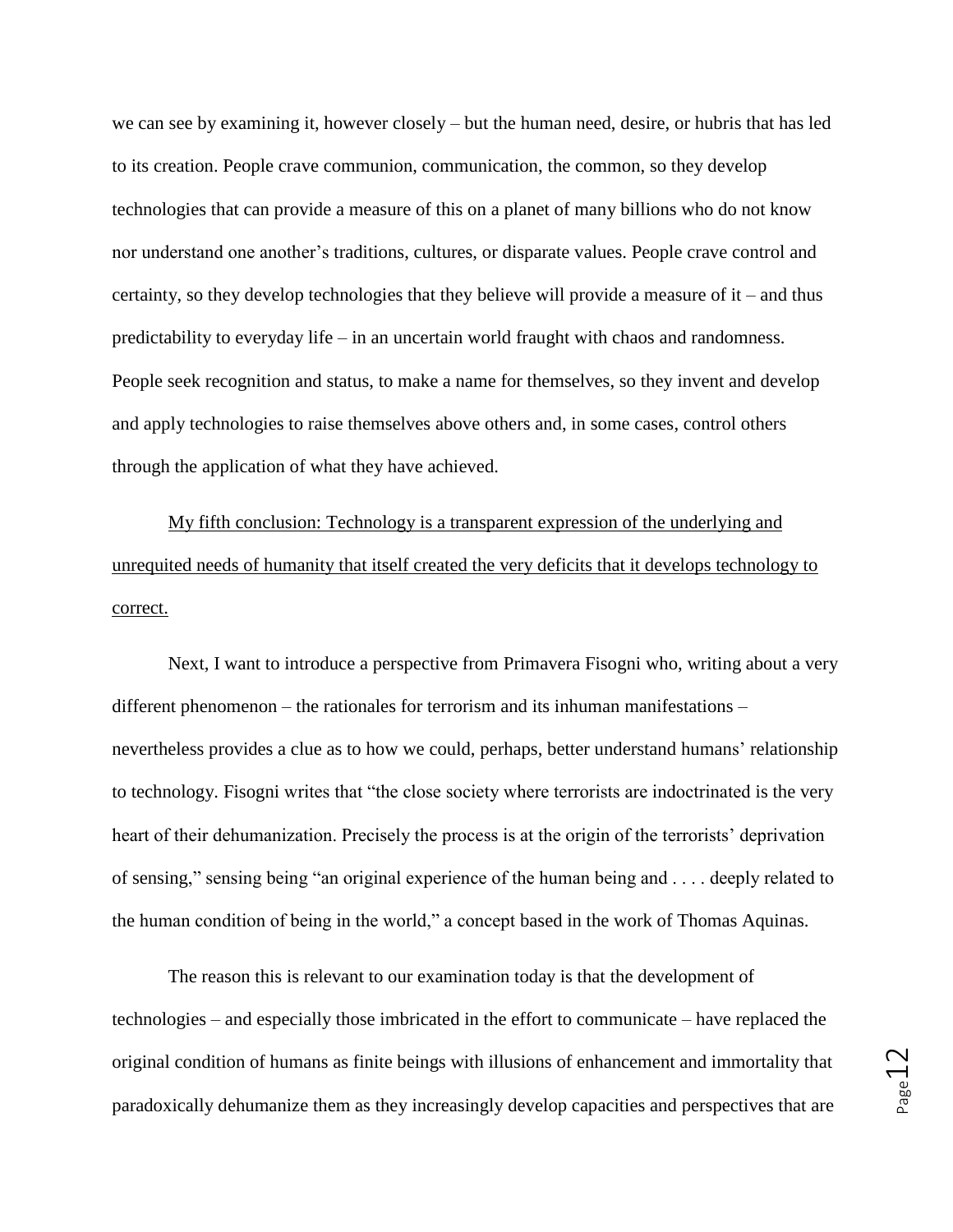we can see by examining it, however closely – but the human need, desire, or hubris that has led to its creation. People crave communion, communication, the common, so they develop technologies that can provide a measure of this on a planet of many billions who do not know nor understand one another's traditions, cultures, or disparate values. People crave control and certainty, so they develop technologies that they believe will provide a measure of it – and thus predictability to everyday life – in an uncertain world fraught with chaos and randomness. People seek recognition and status, to make a name for themselves, so they invent and develop and apply technologies to raise themselves above others and, in some cases, control others through the application of what they have achieved.

<u>My fifth conclusion: Technology is a transparent expression of the underlying and unrequited needs of humanity that itself created the very deficits that it develops technology to correct.</u>

Next, I want to introduce a perspective from Primavera Fisogni who, writing about a very different phenomenon – the rationales for terrorism and its inhuman manifestations – nevertheless provides a clue as to how we could, perhaps, better understand humans' relationship to technology. Fisogni writes that "the close society where terrorists are indoctrinated is the very heart of their dehumanization. Precisely the process is at the origin of the terrorists' deprivation of sensing," sensing being "an original experience of the human being and . . . . deeply related to the human condition of being in the world," a concept based in the work of Thomas Aquinas.

The reason this is relevant to our examination today is that the development of technologies – and especially those imbricated in the effort to communicate – have replaced the original condition of humans as finite beings with illusions of enhancement and immortality that paradoxically dehumanize them as they increasingly develop capacities and perspectives that are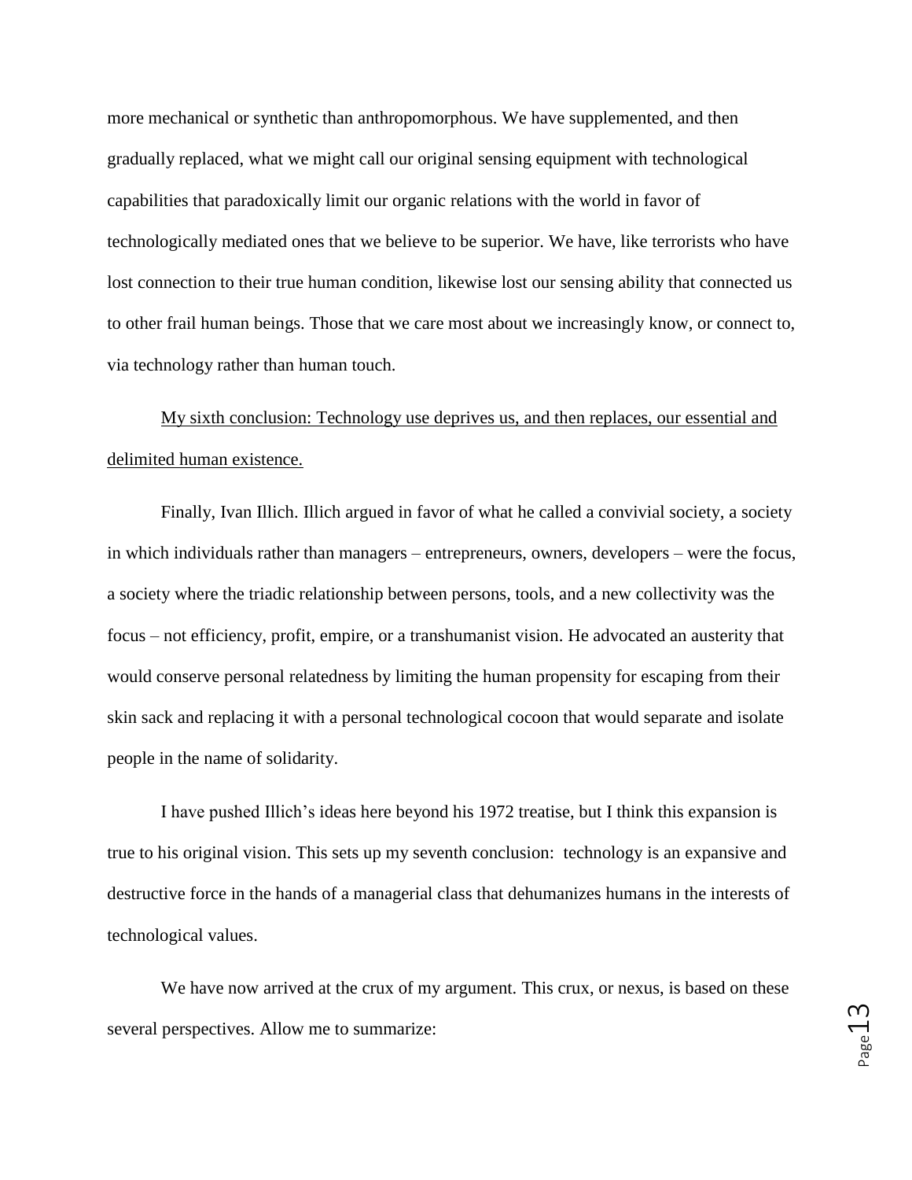more mechanical or synthetic than anthropomorphous. We have supplemented, and then gradually replaced, what we might call our original sensing equipment with technological capabilities that paradoxically limit our organic relations with the world in favor of technologically mediated ones that we believe to be superior. We have, like terrorists who have lost connection to their true human condition, likewise lost our sensing ability that connected us to other frail human beings. Those that we care most about we increasingly know, or connect to, via technology rather than human touch.

<u>My sixth conclusion: Technology use deprives us, and then replaces, our essential and delimited human existence.</u>

Finally, Ivan Illich. Illich argued in favor of what he called a convivial society, a society in which individuals rather than managers – entrepreneurs, owners, developers – were the focus, a society where the triadic relationship between persons, tools, and a new collectivity was the focus – not efficiency, profit, empire, or a transhumanist vision. He advocated an austerity that would conserve personal relatedness by limiting the human propensity for escaping from their skin sack and replacing it with a personal technological cocoon that would separate and isolate people in the name of solidarity.

I have pushed Illich's ideas here beyond his 1972 treatise, but I think this expansion is true to his original vision. This sets up my seventh conclusion: technology is an expansive and destructive force in the hands of a managerial class that dehumanizes humans in the interests of technological values.

We have now arrived at the crux of my argument. This crux, or nexus, is based on these several perspectives. Allow me to summarize: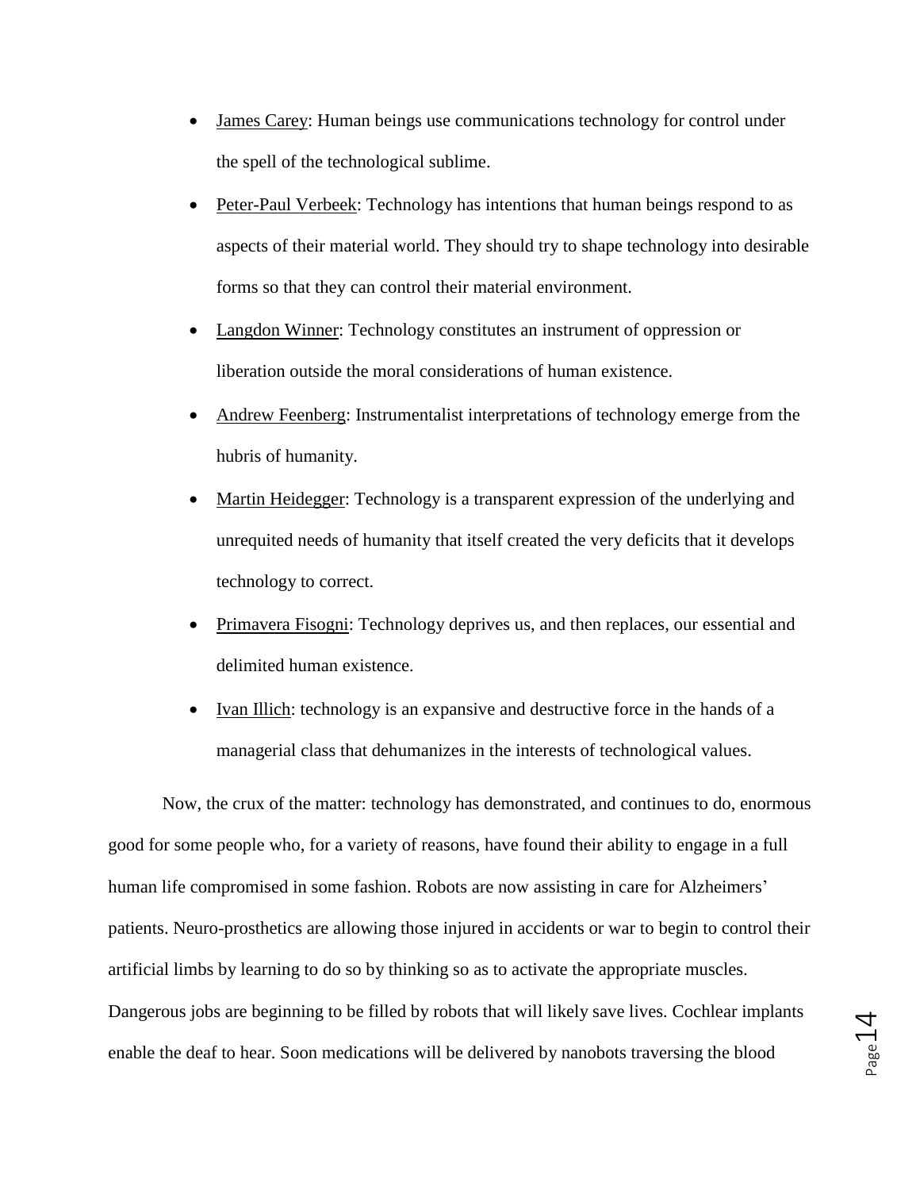- James Carey: Human beings use communications technology for control under the spell of the technological sublime.
- Peter-Paul Verbeek: Technology has intentions that human beings respond to as aspects of their material world. They should try to shape technology into desirable forms so that they can control their material environment.
- Langdon Winner: Technology constitutes an instrument of oppression or liberation outside the moral considerations of human existence.
- Andrew Feenberg: Instrumentalist interpretations of technology emerge from the hubris of humanity.
- Martin Heidegger: Technology is a transparent expression of the underlying and unrequited needs of humanity that itself created the very deficits that it develops technology to correct.
- Primavera Fisogni: Technology deprives us, and then replaces, our essential and delimited human existence.
- Ivan Illich: technology is an expansive and destructive force in the hands of a managerial class that dehumanizes in the interests of technological values.

Now, the crux of the matter: technology has demonstrated, and continues to do, enormous good for some people who, for a variety of reasons, have found their ability to engage in a full human life compromised in some fashion. Robots are now assisting in care for Alzheimers' patients. Neuro-prosthetics are allowing those injured in accidents or war to begin to control their artificial limbs by learning to do so by thinking so as to activate the appropriate muscles. Dangerous jobs are beginning to be filled by robots that will likely save lives. Cochlear implants enable the deaf to hear. Soon medications will be delivered by nanobots traversing the blood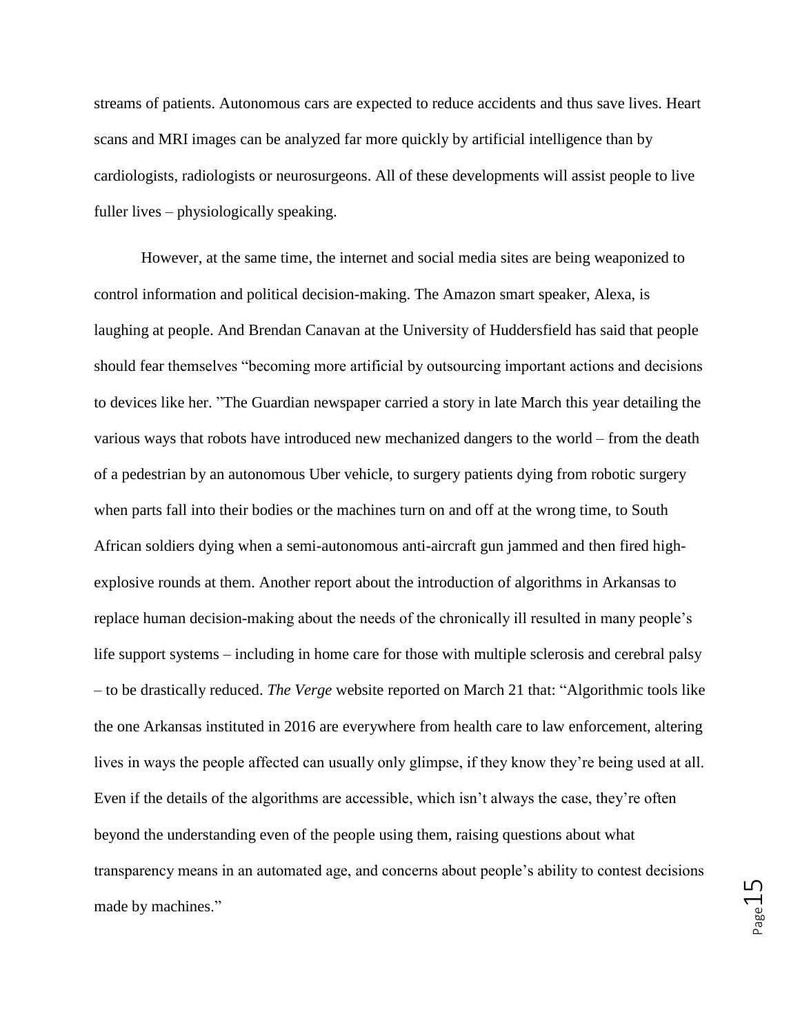streams of patients. Autonomous cars are expected to reduce accidents and thus save lives. Heart scans and MRI images can be analyzed far more quickly by artificial intelligence than by cardiologists, radiologists or neurosurgeons. All of these developments will assist people to live fuller lives – physiologically speaking.

However, at the same time, the internet and social media sites are being weaponized to control information and political decision-making. The Amazon smart speaker, Alexa, is laughing at people. And Brendan Canavan at the University of Huddersfield has said that people should fear themselves "becoming more artificial by outsourcing important actions and decisions to devices like her. "The Guardian newspaper carried a story in late March this year detailing the various ways that robots have introduced new mechanized dangers to the world – from the death of a pedestrian by an autonomous Uber vehicle, to surgery patients dying from robotic surgery when parts fall into their bodies or the machines turn on and off at the wrong time, to South African soldiers dying when a semi-autonomous anti-aircraft gun jammed and then fired high-explosive rounds at them. Another report about the introduction of algorithms in Arkansas to replace human decision-making about the needs of the chronically ill resulted in many people's life support systems – including in home care for those with multiple sclerosis and cerebral palsy – to be drastically reduced. *The Verge* website reported on March 21 that: "Algorithmic tools like the one Arkansas instituted in 2016 are everywhere from health care to law enforcement, altering lives in ways the people affected can usually only glimpse, if they know they're being used at all. Even if the details of the algorithms are accessible, which isn't always the case, they're often beyond the understanding even of the people using them, raising questions about what transparency means in an automated age, and concerns about people's ability to contest decisions made by machines."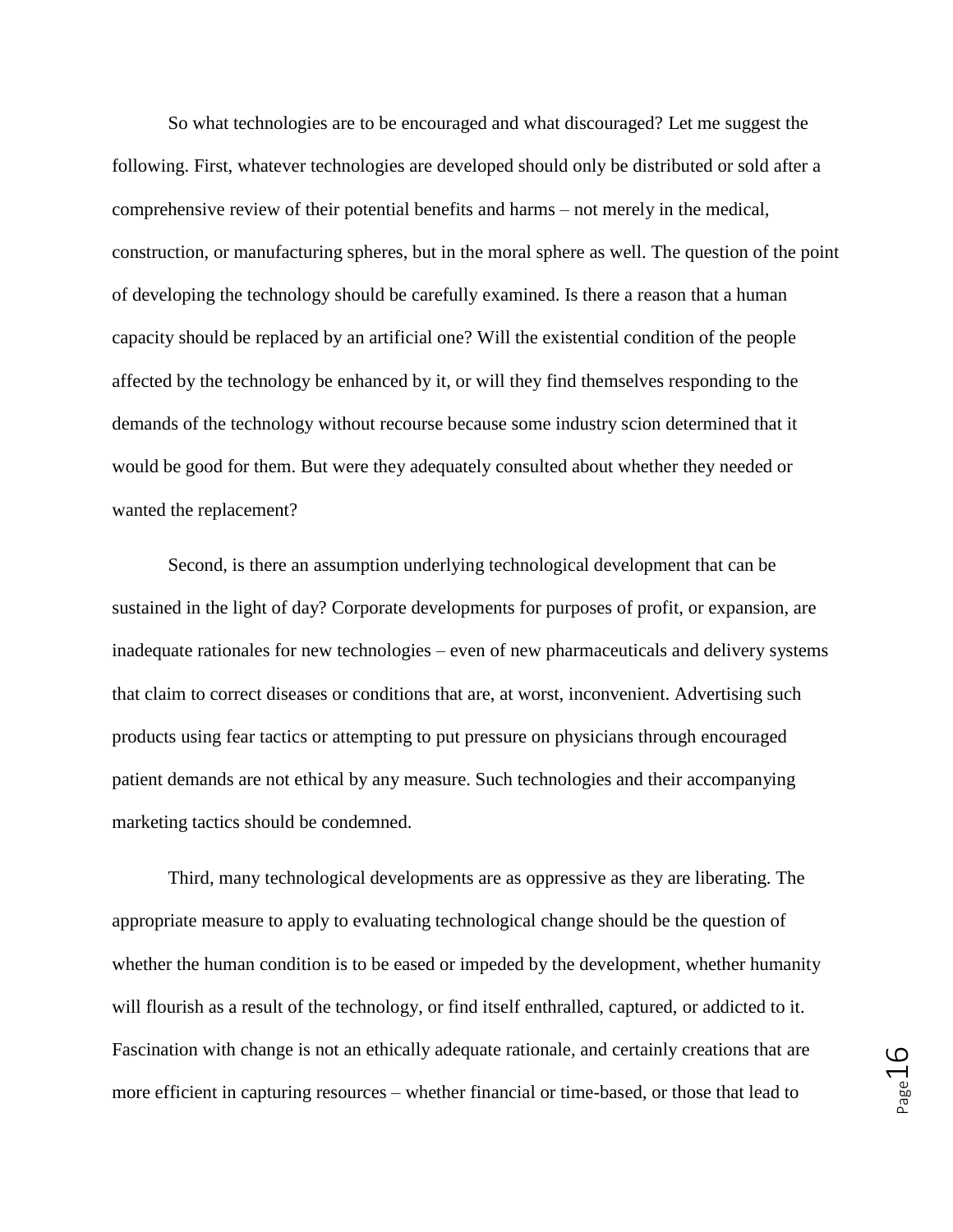So what technologies are to be encouraged and what discouraged? Let me suggest the following. First, whatever technologies are developed should only be distributed or sold after a comprehensive review of their potential benefits and harms – not merely in the medical, construction, or manufacturing spheres, but in the moral sphere as well. The question of the point of developing the technology should be carefully examined. Is there a reason that a human capacity should be replaced by an artificial one? Will the existential condition of the people affected by the technology be enhanced by it, or will they find themselves responding to the demands of the technology without recourse because some industry scion determined that it would be good for them. But were they adequately consulted about whether they needed or wanted the replacement?

Second, is there an assumption underlying technological development that can be sustained in the light of day? Corporate developments for purposes of profit, or expansion, are inadequate rationales for new technologies – even of new pharmaceuticals and delivery systems that claim to correct diseases or conditions that are, at worst, inconvenient. Advertising such products using fear tactics or attempting to put pressure on physicians through encouraged patient demands are not ethical by any measure. Such technologies and their accompanying marketing tactics should be condemned.

Third, many technological developments are as oppressive as they are liberating. The appropriate measure to apply to evaluating technological change should be the question of whether the human condition is to be eased or impeded by the development, whether humanity will flourish as a result of the technology, or find itself enthralled, captured, or addicted to it. Fascination with change is not an ethically adequate rationale, and certainly creations that are more efficient in capturing resources – whether financial or time-based, or those that lead to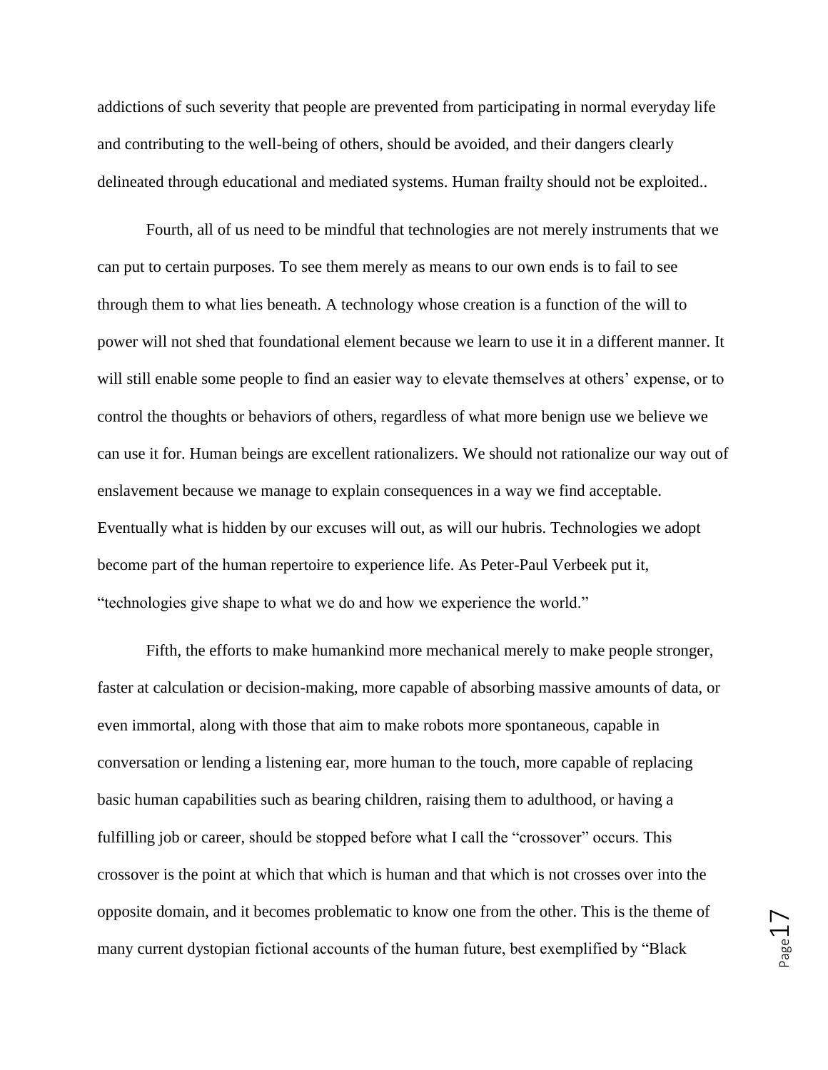addictions of such severity that people are prevented from participating in normal everyday life and contributing to the well-being of others, should be avoided, and their dangers clearly delineated through educational and mediated systems. Human frailty should not be exploited..

Fourth, all of us need to be mindful that technologies are not merely instruments that we can put to certain purposes. To see them merely as means to our own ends is to fail to see through them to what lies beneath. A technology whose creation is a function of the will to power will not shed that foundational element because we learn to use it in a different manner. It will still enable some people to find an easier way to elevate themselves at others' expense, or to control the thoughts or behaviors of others, regardless of what more benign use we believe we can use it for. Human beings are excellent rationalizers. We should not rationalize our way out of enslavement because we manage to explain consequences in a way we find acceptable. Eventually what is hidden by our excuses will out, as will our hubris. Technologies we adopt become part of the human repertoire to experience life. As Peter-Paul Verbeek put it, "technologies give shape to what we do and how we experience the world."

Fifth, the efforts to make humankind more mechanical merely to make people stronger, faster at calculation or decision-making, more capable of absorbing massive amounts of data, or even immortal, along with those that aim to make robots more spontaneous, capable in conversation or lending a listening ear, more human to the touch, more capable of replacing basic human capabilities such as bearing children, raising them to adulthood, or having a fulfilling job or career, should be stopped before what I call the "crossover" occurs. This crossover is the point at which that which is human and that which is not crosses over into the opposite domain, and it becomes problematic to know one from the other. This is the theme of many current dystopian fictional accounts of the human future, best exemplified by "Black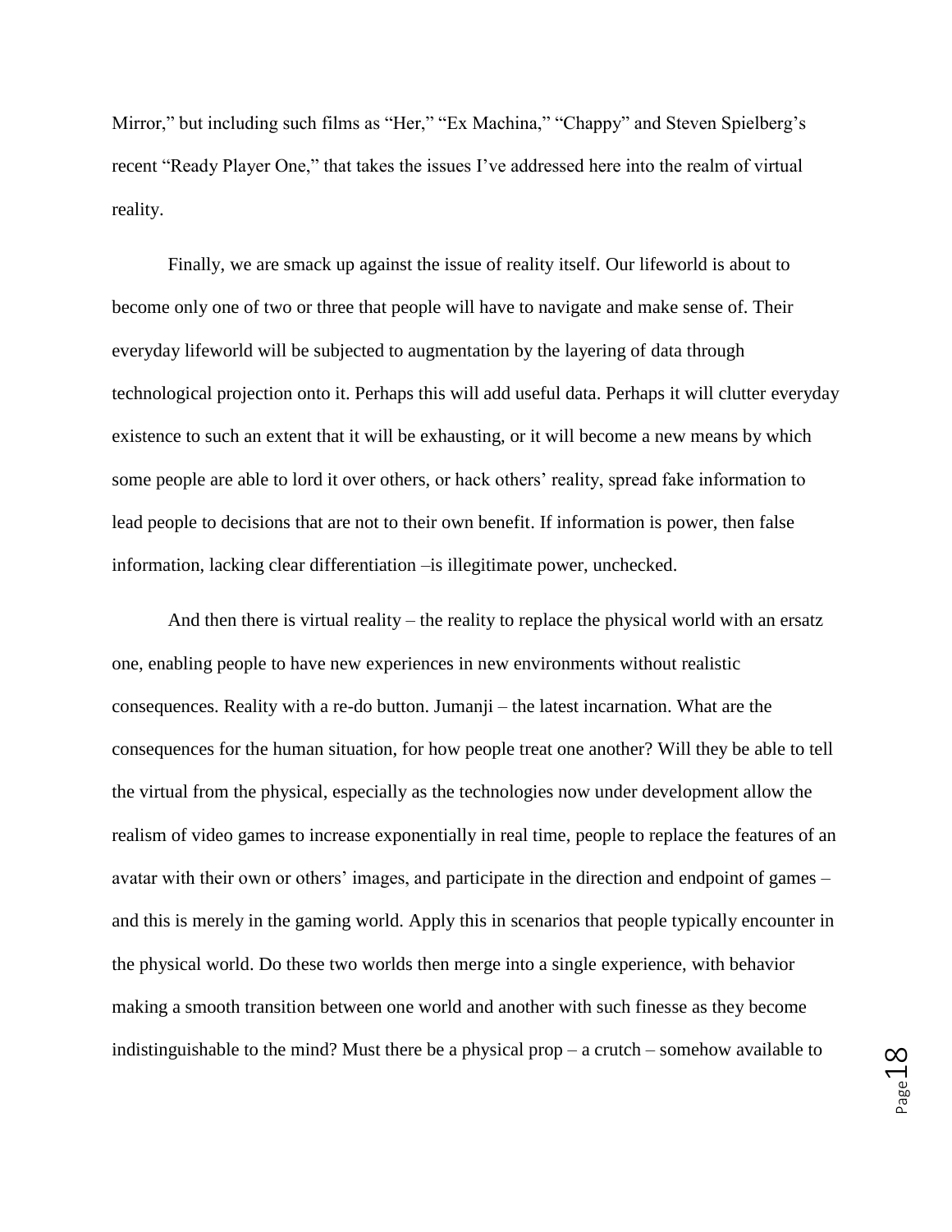Mirror," but including such films as "Her," "Ex Machina," "Chappy" and Steven Spielberg's recent "Ready Player One," that takes the issues I've addressed here into the realm of virtual reality.

Finally, we are smack up against the issue of reality itself. Our lifeworld is about to become only one of two or three that people will have to navigate and make sense of. Their everyday lifeworld will be subjected to augmentation by the layering of data through technological projection onto it. Perhaps this will add useful data. Perhaps it will clutter everyday existence to such an extent that it will be exhausting, or it will become a new means by which some people are able to lord it over others, or hack others' reality, spread fake information to lead people to decisions that are not to their own benefit. If information is power, then false information, lacking clear differentiation –is illegitimate power, unchecked.

And then there is virtual reality – the reality to replace the physical world with an ersatz one, enabling people to have new experiences in new environments without realistic consequences. Reality with a re-do button. Jumanji – the latest incarnation. What are the consequences for the human situation, for how people treat one another? Will they be able to tell the virtual from the physical, especially as the technologies now under development allow the realism of video games to increase exponentially in real time, people to replace the features of an avatar with their own or others' images, and participate in the direction and endpoint of games – and this is merely in the gaming world. Apply this in scenarios that people typically encounter in the physical world. Do these two worlds then merge into a single experience, with behavior making a smooth transition between one world and another with such finesse as they become indistinguishable to the mind? Must there be a physical prop – a crutch – somehow available to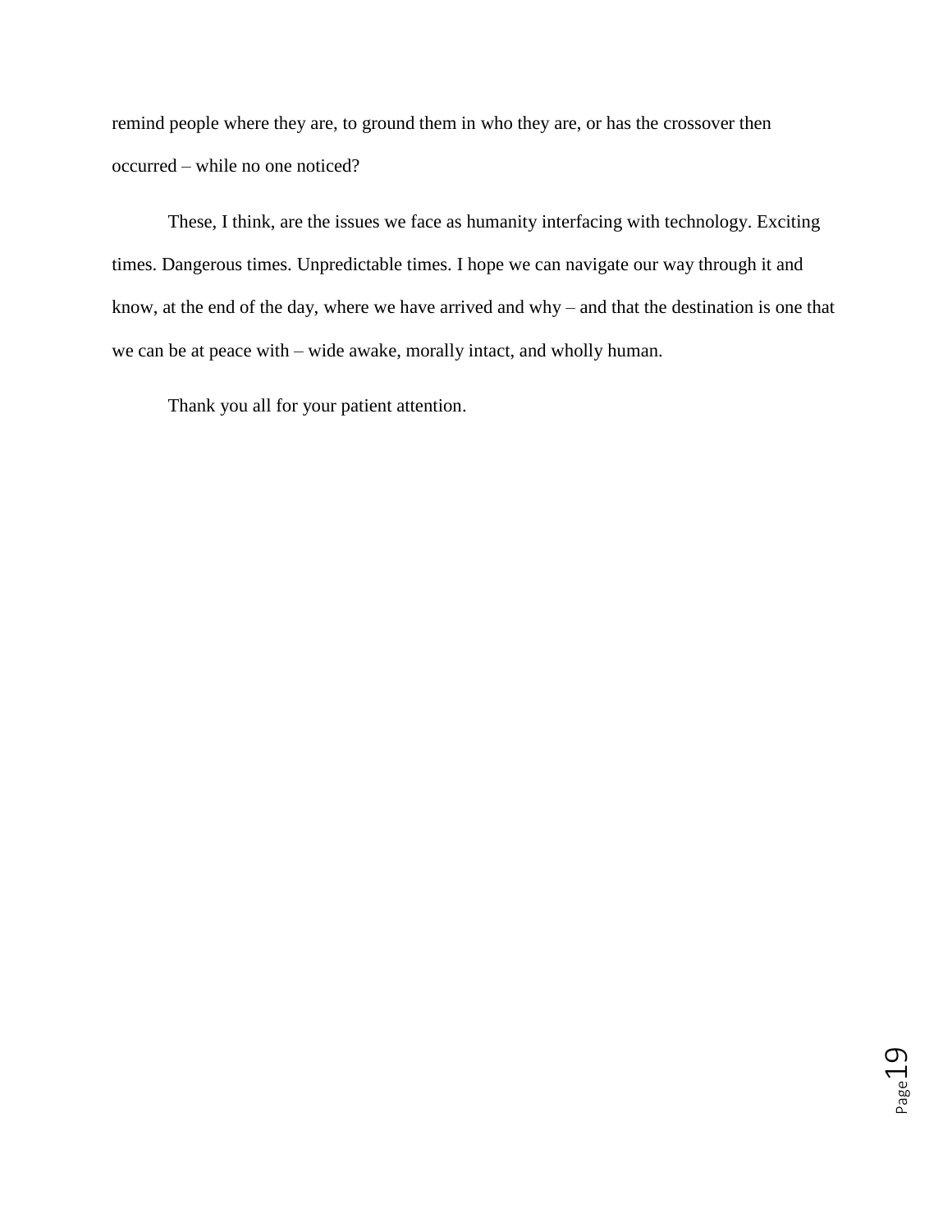remind people where they are, to ground them in who they are, or has the crossover then occurred – while no one noticed?

These, I think, are the issues we face as humanity interfacing with technology. Exciting times. Dangerous times. Unpredictable times. I hope we can navigate our way through it and know, at the end of the day, where we have arrived and why – and that the destination is one that we can be at peace with – wide awake, morally intact, and wholly human.

Thank you all for your patient attention.